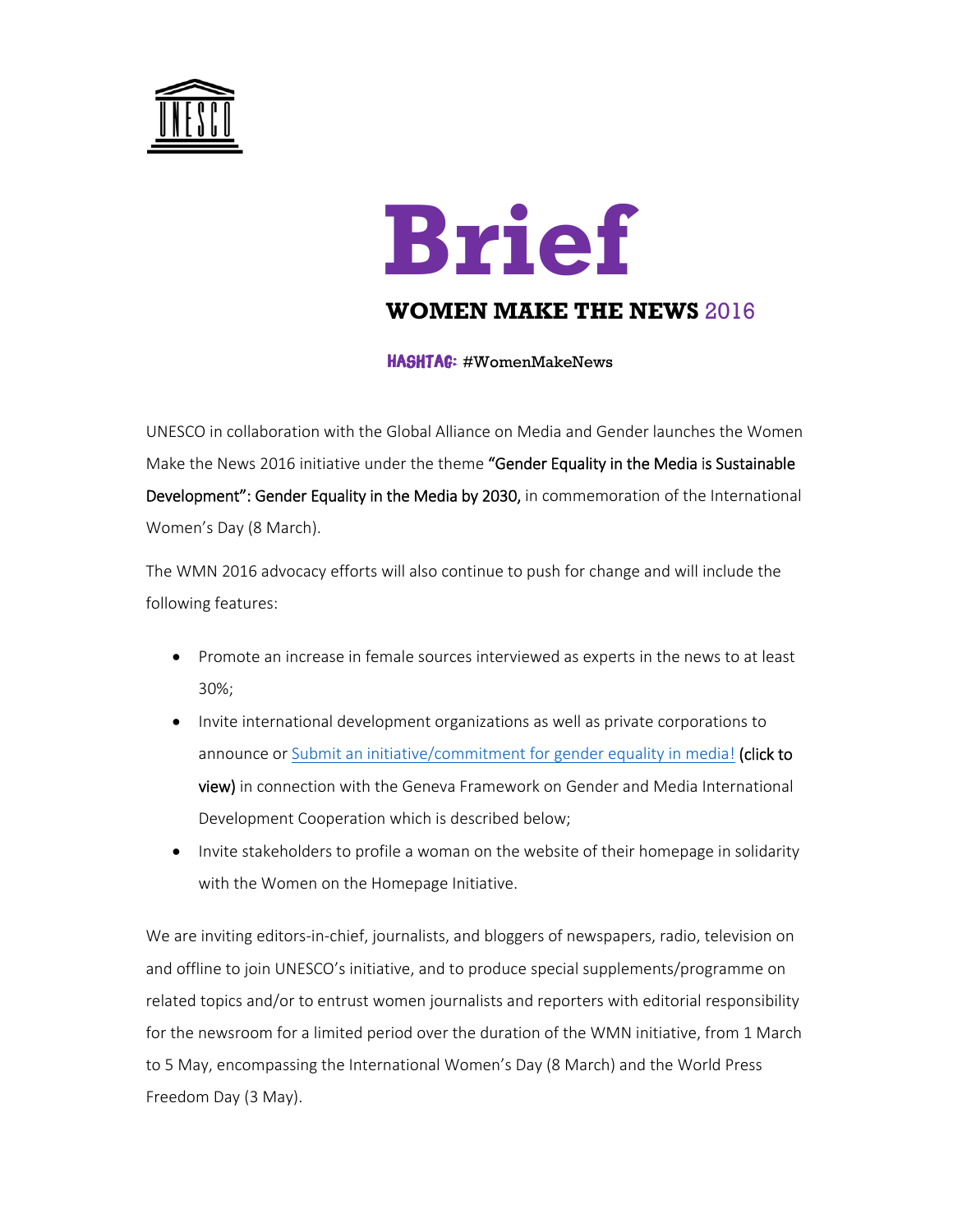# Brief

## WOMEN MAKE THE NEWS 2016

**HASHTAG:** #WomenMakeNews

UNESCO in collaboration with the Global Alliance on Media and Gender launches the Women Make the News 2016 initiative under the theme **"Gender Equality in the Media is Sustainable Development": Gender Equality in the Media by 2030,** in commemoration of the International Women's Day (8 March).

The WMN 2016 advocacy efforts will also continue to push for change and will include the following features:

- Promote an increase in female sources interviewed as experts in the news to at least 30%;
- Invite international development organizations as well as private corporations to announce or Submit an initiative/commitment for gender equality in media! **(click to view)** in connection with the Geneva Framework on Gender and Media International Development Cooperation which is described below;
- Invite stakeholders to profile a woman on the website of their homepage in solidarity with the Women on the Homepage Initiative.

We are inviting editors-in-chief, journalists, and bloggers of newspapers, radio, television on and offline to join UNESCO's initiative, and to produce special supplements/programme on related topics and/or to entrust women journalists and reporters with editorial responsibility for the newsroom for a limited period over the duration of the WMN initiative, from 1 March to 5 May, encompassing the International Women's Day (8 March) and the World Press Freedom Day (3 May).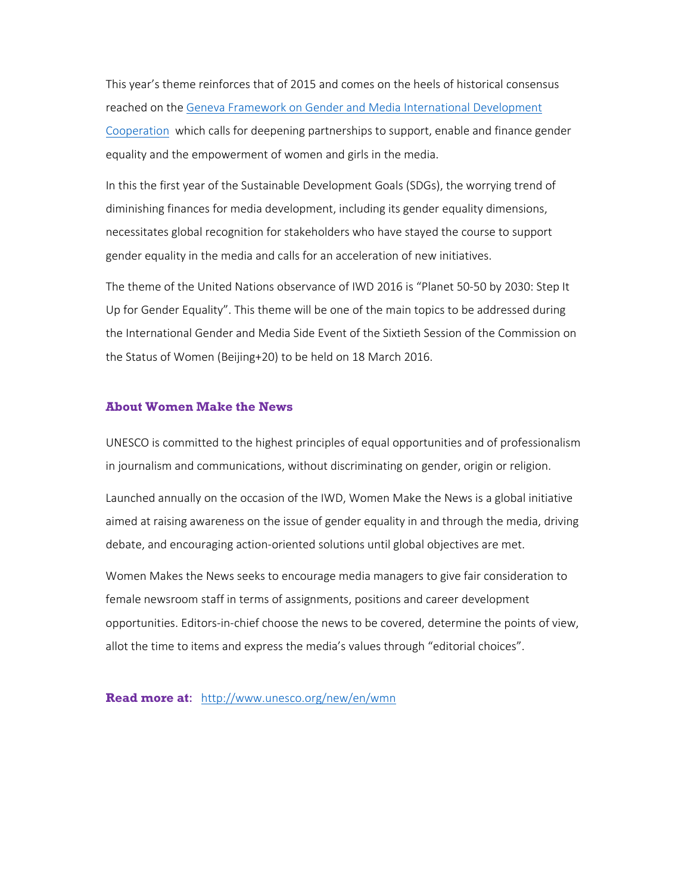This year's theme reinforces that of 2015 and comes on the heels of historical consensus reached on the Geneva Framework on Gender and Media International Development Cooperation which calls for deepening partnerships to support, enable and finance gender equality and the empowerment of women and girls in the media.

In this the first year of the Sustainable Development Goals (SDGs), the worrying trend of diminishing finances for media development, including its gender equality dimensions, necessitates global recognition for stakeholders who have stayed the course to support gender equality in the media and calls for an acceleration of new initiatives.

The theme of the United Nations observance of IWD 2016 is "Planet 50-50 by 2030: Step It Up for Gender Equality". This theme will be one of the main topics to be addressed during the International Gender and Media Side Event of the Sixtieth Session of the Commission on the Status of Women (Beijing+20) to be held on 18 March 2016.

## About Women Make the News

UNESCO is committed to the highest principles of equal opportunities and of professionalism in journalism and communications, without discriminating on gender, origin or religion.

Launched annually on the occasion of the IWD, Women Make the News is a global initiative aimed at raising awareness on the issue of gender equality in and through the media, driving debate, and encouraging action-oriented solutions until global objectives are met.

Women Makes the News seeks to encourage media managers to give fair consideration to female newsroom staff in terms of assignments, positions and career development opportunities. Editors-in-chief choose the news to be covered, determine the points of view, allot the time to items and express the media's values through "editorial choices".

**Read more at:** http://www.unesco.org/new/en/wmn